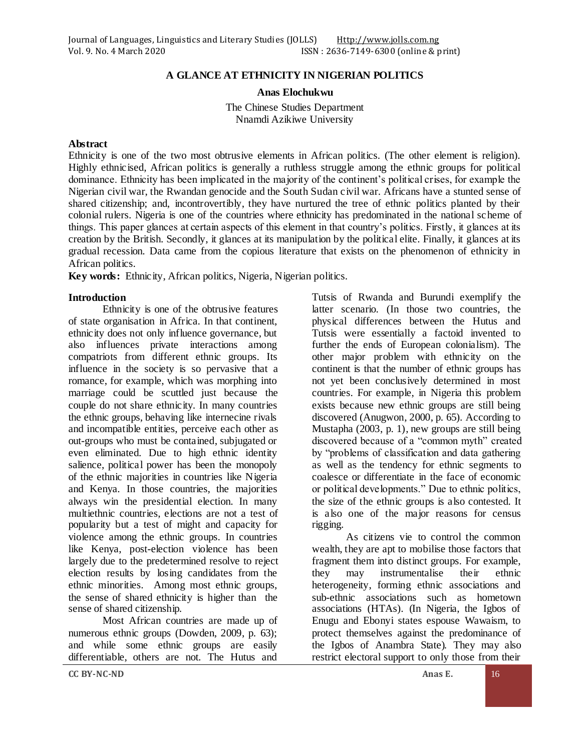# A GLANCE AT ETHNICITY IN NIGERIAN POLITICS

**Anas Elochukwu**

The Chinese Studies Department
Nnamdi Azikiwe University

**Abstract**

Ethnicity is one of the two most obtrusive elements in African politics. (The other element is religion). Highly ethnicised, African politics is generally a ruthless struggle among the ethnic groups for political dominance. Ethnicity has been implicated in the majority of the continent's political crises, for example the Nigerian civil war, the Rwandan genocide and the South Sudan civil war. Africans have a stunted sense of shared citizenship; and, incontrovertibly, they have nurtured the tree of ethnic politics planted by their colonial rulers. Nigeria is one of the countries where ethnicity has predominated in the national scheme of things. This paper glances at certain aspects of this element in that country's politics. Firstly, it glances at its creation by the British. Secondly, it glances at its manipulation by the political elite. Finally, it glances at its gradual recession. Data came from the copious literature that exists on the phenomenon of ethnicity in African politics.

**Key words:** Ethnicity, African politics, Nigeria, Nigerian politics.

## Introduction

Ethnicity is one of the obtrusive features of state organisation in Africa. In that continent, ethnicity does not only influence governance, but also influences private interactions among compatriots from different ethnic groups. Its influence in the society is so pervasive that a romance, for example, which was morphing into marriage could be scuttled just because the couple do not share ethnicity. In many countries the ethnic groups, behaving like internecine rivals and incompatible entities, perceive each other as out-groups who must be contained, subjugated or even eliminated. Due to high ethnic identity salience, political power has been the monopoly of the ethnic majorities in countries like Nigeria and Kenya. In those countries, the majorities always win the presidential election. In many multiethnic countries, elections are not a test of popularity but a test of might and capacity for violence among the ethnic groups. In countries like Kenya, post-election violence has been largely due to the predetermined resolve to reject election results by losing candidates from the ethnic minorities. Among most ethnic groups, the sense of shared ethnicity is higher than the sense of shared citizenship.

Most African countries are made up of numerous ethnic groups (Dowden, 2009, p. 63); and while some ethnic groups are easily differentiable, others are not. The Hutus and Tutsis of Rwanda and Burundi exemplify the latter scenario. (In those two countries, the physical differences between the Hutus and Tutsis were essentially a factoid invented to further the ends of European colonialism). The other major problem with ethnicity on the continent is that the number of ethnic groups has not yet been conclusively determined in most countries. For example, in Nigeria this problem exists because new ethnic groups are still being discovered (Anugwon, 2000, p. 65). According to Mustapha (2003, p. 1), new groups are still being discovered because of a "common myth" created by "problems of classification and data gathering as well as the tendency for ethnic segments to coalesce or differentiate in the face of economic or political developments." Due to ethnic politics, the size of the ethnic groups is also contested. It is also one of the major reasons for census rigging.

As citizens vie to control the common wealth, they are apt to mobilise those factors that fragment them into distinct groups. For example, they may instrumentalise their ethnic heterogeneity, forming ethnic associations and sub-ethnic associations such as hometown associations (HTAs). (In Nigeria, the Igbos of Enugu and Ebonyi states espouse Wawaism, to protect themselves against the predominance of the Igbos of Anambra State). They may also restrict electoral support to only those from their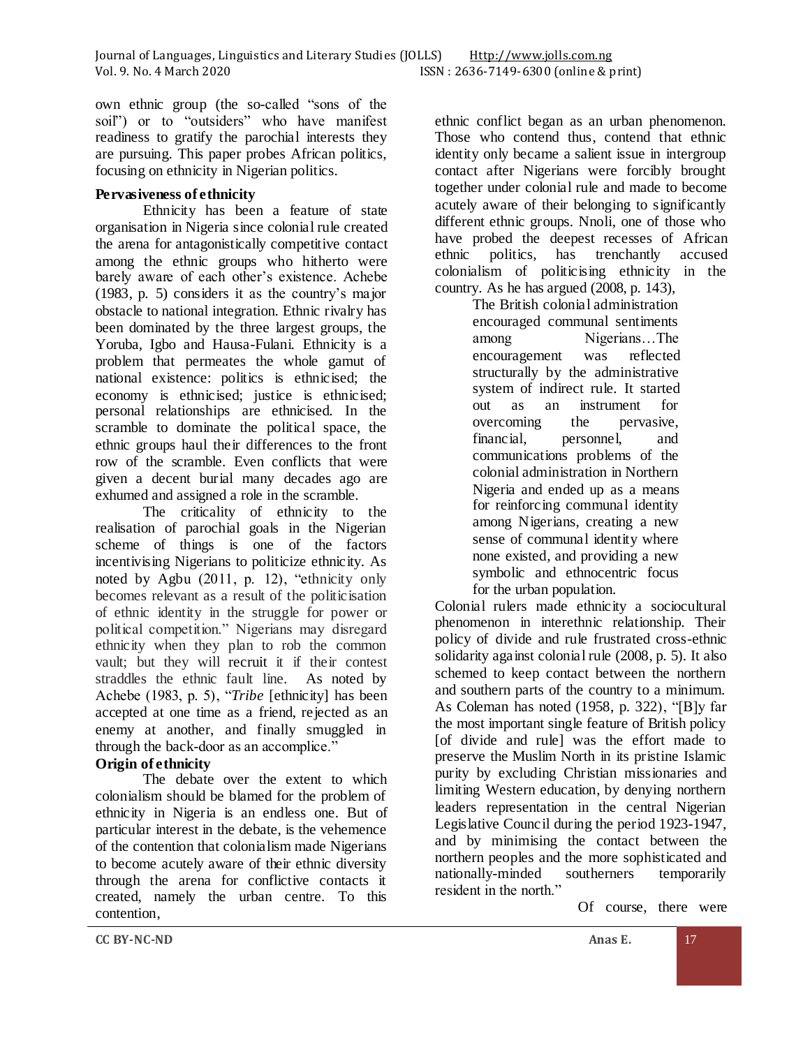own ethnic group (the so-called "sons of the soil") or to "outsiders" who have manifest readiness to gratify the parochial interests they are pursuing. This paper probes African politics, focusing on ethnicity in Nigerian politics.

**Pervasiveness of ethnicity**

Ethnicity has been a feature of state organisation in Nigeria since colonial rule created the arena for antagonistically competitive contact among the ethnic groups who hitherto were barely aware of each other's existence. Achebe (1983, p. 5) considers it as the country's major obstacle to national integration. Ethnic rivalry has been dominated by the three largest groups, the Yoruba, Igbo and Hausa-Fulani. Ethnicity is a problem that permeates the whole gamut of national existence: politics is ethnicised; the economy is ethnicised; justice is ethnicised; personal relationships are ethnicised. In the scramble to dominate the political space, the ethnic groups haul their differences to the front row of the scramble. Even conflicts that were given a decent burial many decades ago are exhumed and assigned a role in the scramble.

The criticality of ethnicity to the realisation of parochial goals in the Nigerian scheme of things is one of the factors incentivising Nigerians to politicize ethnicity. As noted by Agbu (2011, p. 12), "ethnicity only becomes relevant as a result of the politicisation of ethnic identity in the struggle for power or political competition." Nigerians may disregard ethnicity when they plan to rob the common vault; but they will recruit it if their contest straddles the ethnic fault line. As noted by Achebe (1983, p. 5), "*Tribe* [ethnicity] has been accepted at one time as a friend, rejected as an enemy at another, and finally smuggled in through the back-door as an accomplice."

**Origin of ethnicity**

The debate over the extent to which colonialism should be blamed for the problem of ethnicity in Nigeria is an endless one. But of particular interest in the debate, is the vehemence of the contention that colonialism made Nigerians to become acutely aware of their ethnic diversity through the arena for conflictive contacts it created, namely the urban centre. To this contention, ethnic conflict began as an urban phenomenon. Those who contend thus, contend that ethnic identity only became a salient issue in intergroup contact after Nigerians were forcibly brought together under colonial rule and made to become acutely aware of their belonging to significantly different ethnic groups. Nnoli, one of those who have probed the deepest recesses of African ethnic politics, has trenchantly accused colonialism of politicising ethnicity in the country. As he has argued (2008, p. 143),

> The British colonial administration encouraged communal sentiments among Nigerians…The encouragement was reflected structurally by the administrative system of indirect rule. It started out as an instrument for overcoming the pervasive, financial, personnel, and communications problems of the colonial administration in Northern Nigeria and ended up as a means for reinforcing communal identity among Nigerians, creating a new sense of communal identity where none existed, and providing a new symbolic and ethnocentric focus for the urban population.

Colonial rulers made ethnicity a sociocultural phenomenon in interethnic relationship. Their policy of divide and rule frustrated cross-ethnic solidarity against colonial rule (2008, p. 5). It also schemed to keep contact between the northern and southern parts of the country to a minimum. As Coleman has noted (1958, p. 322), "[B]y far the most important single feature of British policy [of divide and rule] was the effort made to preserve the Muslim North in its pristine Islamic purity by excluding Christian missionaries and limiting Western education, by denying northern leaders representation in the central Nigerian Legislative Council during the period 1923-1947, and by minimising the contact between the northern peoples and the more sophisticated and nationally-minded southerners temporarily resident in the north."

Of course, there were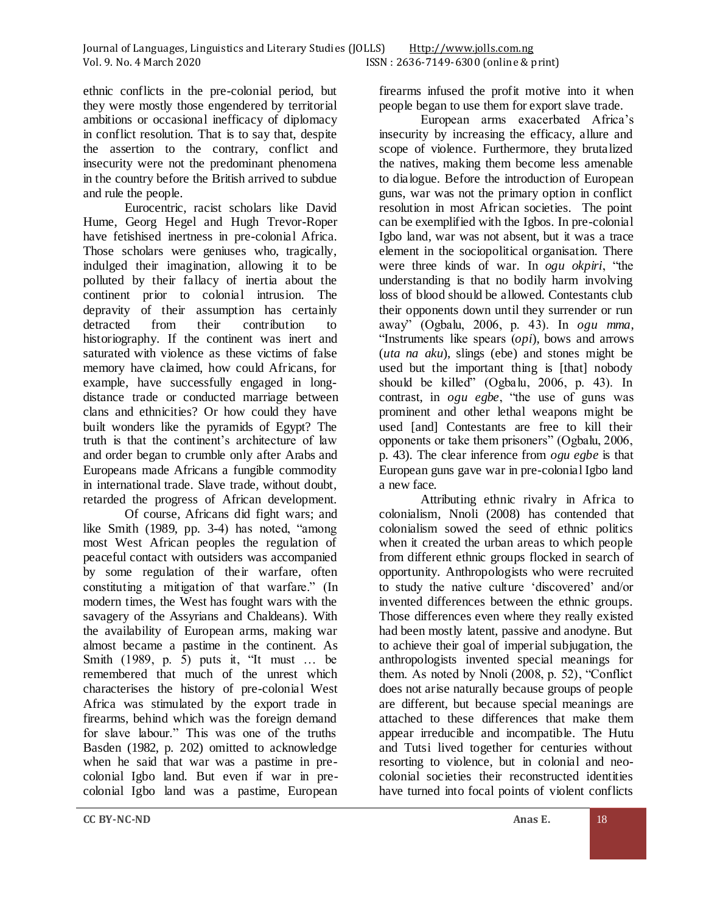ethnic conflicts in the pre-colonial period, but they were mostly those engendered by territorial ambitions or occasional inefficacy of diplomacy in conflict resolution. That is to say that, despite the assertion to the contrary, conflict and insecurity were not the predominant phenomena in the country before the British arrived to subdue and rule the people.

Eurocentric, racist scholars like David Hume, Georg Hegel and Hugh Trevor-Roper have fetishised inertness in pre-colonial Africa. Those scholars were geniuses who, tragically, indulged their imagination, allowing it to be polluted by their fallacy of inertia about the continent prior to colonial intrusion. The depravity of their assumption has certainly detracted from their contribution to historiography. If the continent was inert and saturated with violence as these victims of false memory have claimed, how could Africans, for example, have successfully engaged in long-distance trade or conducted marriage between clans and ethnicities? Or how could they have built wonders like the pyramids of Egypt? The truth is that the continent's architecture of law and order began to crumble only after Arabs and Europeans made Africans a fungible commodity in international trade. Slave trade, without doubt, retarded the progress of African development.

Of course, Africans did fight wars; and like Smith (1989, pp. 3-4) has noted, "among most West African peoples the regulation of peaceful contact with outsiders was accompanied by some regulation of their warfare, often constituting a mitigation of that warfare." (In modern times, the West has fought wars with the savagery of the Assyrians and Chaldeans). With the availability of European arms, making war almost became a pastime in the continent. As Smith (1989, p. 5) puts it, "It must … be remembered that much of the unrest which characterises the history of pre-colonial West Africa was stimulated by the export trade in firearms, behind which was the foreign demand for slave labour." This was one of the truths Basden (1982, p. 202) omitted to acknowledge when he said that war was a pastime in pre-colonial Igbo land. But even if war in pre-colonial Igbo land was a pastime, European firearms infused the profit motive into it when people began to use them for export slave trade.

European arms exacerbated Africa's insecurity by increasing the efficacy, allure and scope of violence. Furthermore, they brutalized the natives, making them become less amenable to dialogue. Before the introduction of European guns, war was not the primary option in conflict resolution in most African societies. The point can be exemplified with the Igbos. In pre-colonial Igbo land, war was not absent, but it was a trace element in the sociopolitical organisation. There were three kinds of war. In *ogu okpiri*, "the understanding is that no bodily harm involving loss of blood should be allowed. Contestants club their opponents down until they surrender or run away" (Ogbalu, 2006, p. 43). In *ogu mma*, "Instruments like spears (*opi*), bows and arrows (*uta na aku*), slings (ebe) and stones might be used but the important thing is [that] nobody should be killed" (Ogbalu, 2006, p. 43). In contrast, in *ogu egbe*, "the use of guns was prominent and other lethal weapons might be used [and] Contestants are free to kill their opponents or take them prisoners" (Ogbalu, 2006, p. 43). The clear inference from *ogu egbe* is that European guns gave war in pre-colonial Igbo land a new face.

Attributing ethnic rivalry in Africa to colonialism, Nnoli (2008) has contended that colonialism sowed the seed of ethnic politics when it created the urban areas to which people from different ethnic groups flocked in search of opportunity. Anthropologists who were recruited to study the native culture 'discovered' and/or invented differences between the ethnic groups. Those differences even where they really existed had been mostly latent, passive and anodyne. But to achieve their goal of imperial subjugation, the anthropologists invented special meanings for them. As noted by Nnoli (2008, p. 52), "Conflict does not arise naturally because groups of people are different, but because special meanings are attached to these differences that make them appear irreducible and incompatible. The Hutu and Tutsi lived together for centuries without resorting to violence, but in colonial and neo-colonial societies their reconstructed identities have turned into focal points of violent conflicts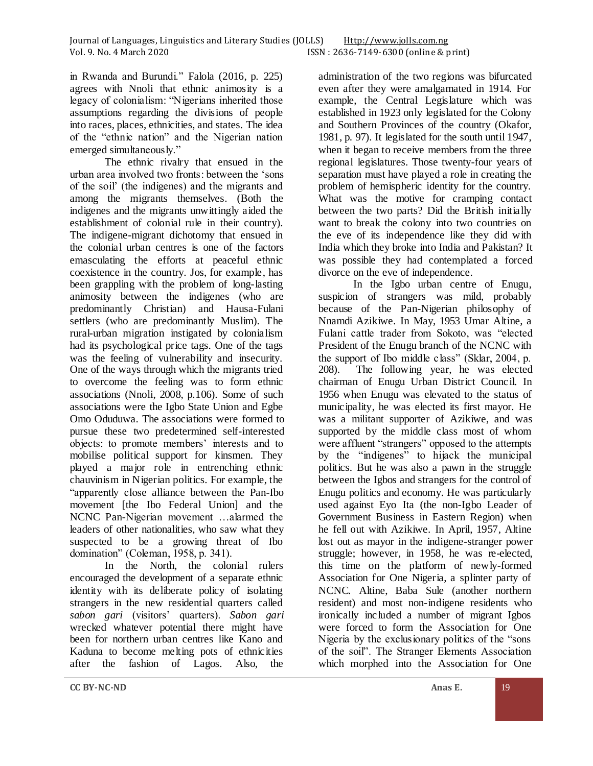in Rwanda and Burundi." Falola (2016, p. 225) agrees with Nnoli that ethnic animosity is a legacy of colonialism: "Nigerians inherited those assumptions regarding the divisions of people into races, places, ethnicities, and states. The idea of the "ethnic nation" and the Nigerian nation emerged simultaneously."

The ethnic rivalry that ensued in the urban area involved two fronts: between the 'sons of the soil' (the indigenes) and the migrants and among the migrants themselves. (Both the indigenes and the migrants unwittingly aided the establishment of colonial rule in their country). The indigene-migrant dichotomy that ensued in the colonial urban centres is one of the factors emasculating the efforts at peaceful ethnic coexistence in the country. Jos, for example, has been grappling with the problem of long-lasting animosity between the indigenes (who are predominantly Christian) and Hausa-Fulani settlers (who are predominantly Muslim). The rural-urban migration instigated by colonialism had its psychological price tags. One of the tags was the feeling of vulnerability and insecurity. One of the ways through which the migrants tried to overcome the feeling was to form ethnic associations (Nnoli, 2008, p.106). Some of such associations were the Igbo State Union and Egbe Omo Oduduwa. The associations were formed to pursue these two predetermined self-interested objects: to promote members' interests and to mobilise political support for kinsmen. They played a major role in entrenching ethnic chauvinism in Nigerian politics. For example, the "apparently close alliance between the Pan-Ibo movement [the Ibo Federal Union] and the NCNC Pan-Nigerian movement …alarmed the leaders of other nationalities, who saw what they suspected to be a growing threat of Ibo domination" (Coleman, 1958, p. 341).

In the North, the colonial rulers encouraged the development of a separate ethnic identity with its deliberate policy of isolating strangers in the new residential quarters called *sabon gari* (visitors' quarters). *Sabon gari* wrecked whatever potential there might have been for northern urban centres like Kano and Kaduna to become melting pots of ethnicities after the fashion of Lagos. Also, the administration of the two regions was bifurcated even after they were amalgamated in 1914. For example, the Central Legislature which was established in 1923 only legislated for the Colony and Southern Provinces of the country (Okafor, 1981, p. 97). It legislated for the south until 1947, when it began to receive members from the three regional legislatures. Those twenty-four years of separation must have played a role in creating the problem of hemispheric identity for the country. What was the motive for cramping contact between the two parts? Did the British initially want to break the colony into two countries on the eve of its independence like they did with India which they broke into India and Pakistan? It was possible they had contemplated a forced divorce on the eve of independence.

In the Igbo urban centre of Enugu, suspicion of strangers was mild, probably because of the Pan-Nigerian philosophy of Nnamdi Azikiwe. In May, 1953 Umar Altine, a Fulani cattle trader from Sokoto, was "elected President of the Enugu branch of the NCNC with the support of Ibo middle class" (Sklar, 2004, p. 208). The following year, he was elected chairman of Enugu Urban District Council. In 1956 when Enugu was elevated to the status of municipality, he was elected its first mayor. He was a militant supporter of Azikiwe, and was supported by the middle class most of whom were affluent "strangers" opposed to the attempts by the "indigenes" to hijack the municipal politics. But he was also a pawn in the struggle between the Igbos and strangers for the control of Enugu politics and economy. He was particularly used against Eyo Ita (the non-Igbo Leader of Government Business in Eastern Region) when he fell out with Azikiwe. In April, 1957, Altine lost out as mayor in the indigene-stranger power struggle; however, in 1958, he was re-elected, this time on the platform of newly-formed Association for One Nigeria, a splinter party of NCNC. Altine, Baba Sule (another northern resident) and most non-indigene residents who ironically included a number of migrant Igbos were forced to form the Association for One Nigeria by the exclusionary politics of the "sons of the soil". The Stranger Elements Association which morphed into the Association for One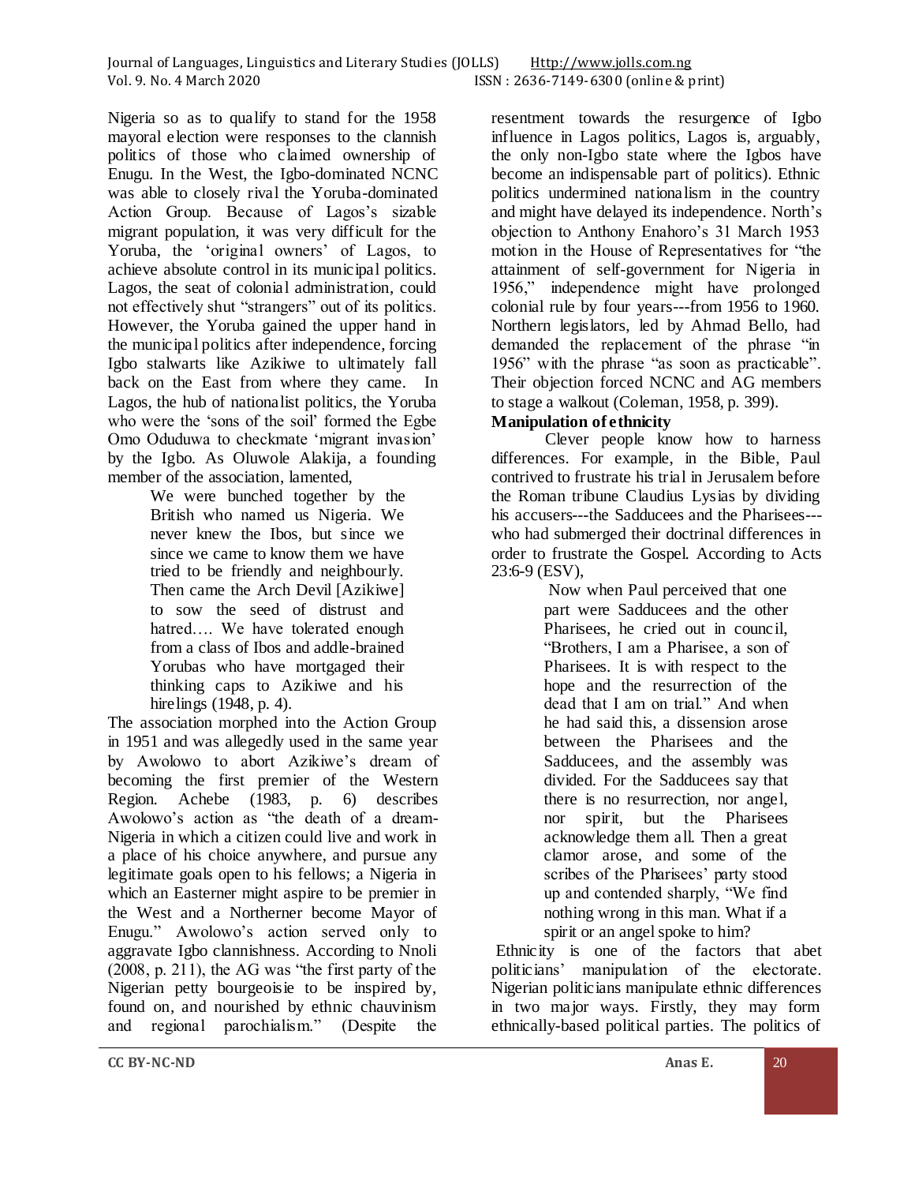Nigeria so as to qualify to stand for the 1958 mayoral election were responses to the clannish politics of those who claimed ownership of Enugu. In the West, the Igbo-dominated NCNC was able to closely rival the Yoruba-dominated Action Group. Because of Lagos's sizable migrant population, it was very difficult for the Yoruba, the 'original owners' of Lagos, to achieve absolute control in its municipal politics. Lagos, the seat of colonial administration, could not effectively shut "strangers" out of its politics. However, the Yoruba gained the upper hand in the municipal politics after independence, forcing Igbo stalwarts like Azikiwe to ultimately fall back on the East from where they came. In Lagos, the hub of nationalist politics, the Yoruba who were the 'sons of the soil' formed the Egbe Omo Oduduwa to checkmate 'migrant invasion' by the Igbo. As Oluwole Alakija, a founding member of the association, lamented,

> We were bunched together by the British who named us Nigeria. We never knew the Ibos, but since we since we came to know them we have tried to be friendly and neighbourly. Then came the Arch Devil [Azikiwe] to sow the seed of distrust and hatred…. We have tolerated enough from a class of Ibos and addle-brained Yorubas who have mortgaged their thinking caps to Azikiwe and his hirelings (1948, p. 4).

The association morphed into the Action Group in 1951 and was allegedly used in the same year by Awolowo to abort Azikiwe's dream of becoming the first premier of the Western Region. Achebe (1983, p. 6) describes Awolowo's action as "the death of a dream-Nigeria in which a citizen could live and work in a place of his choice anywhere, and pursue any legitimate goals open to his fellows; a Nigeria in which an Easterner might aspire to be premier in the West and a Northerner become Mayor of Enugu." Awolowo's action served only to aggravate Igbo clannishness. According to Nnoli (2008, p. 211), the AG was "the first party of the Nigerian petty bourgeoisie to be inspired by, found on, and nourished by ethnic chauvinism and regional parochialism." (Despite the resentment towards the resurgence of Igbo influence in Lagos politics, Lagos is, arguably, the only non-Igbo state where the Igbos have become an indispensable part of politics). Ethnic politics undermined nationalism in the country and might have delayed its independence. North's objection to Anthony Enahoro's 31 March 1953 motion in the House of Representatives for "the attainment of self-government for Nigeria in 1956," independence might have prolonged colonial rule by four years---from 1956 to 1960. Northern legislators, led by Ahmad Bello, had demanded the replacement of the phrase "in 1956" with the phrase "as soon as practicable". Their objection forced NCNC and AG members to stage a walkout (Coleman, 1958, p. 399).

**Manipulation of ethnicity**

Clever people know how to harness differences. For example, in the Bible, Paul contrived to frustrate his trial in Jerusalem before the Roman tribune Claudius Lysias by dividing his accusers---the Sadducees and the Pharisees---who had submerged their doctrinal differences in order to frustrate the Gospel. According to Acts 23:6-9 (ESV),

> Now when Paul perceived that one part were Sadducees and the other Pharisees, he cried out in council, "Brothers, I am a Pharisee, a son of Pharisees. It is with respect to the hope and the resurrection of the dead that I am on trial." And when he had said this, a dissension arose between the Pharisees and the Sadducees, and the assembly was divided. For the Sadducees say that there is no resurrection, nor angel, nor spirit, but the Pharisees acknowledge them all. Then a great clamor arose, and some of the scribes of the Pharisees' party stood up and contended sharply, "We find nothing wrong in this man. What if a spirit or an angel spoke to him?

Ethnicity is one of the factors that abet politicians' manipulation of the electorate. Nigerian politicians manipulate ethnic differences in two major ways. Firstly, they may form ethnically-based political parties. The politics of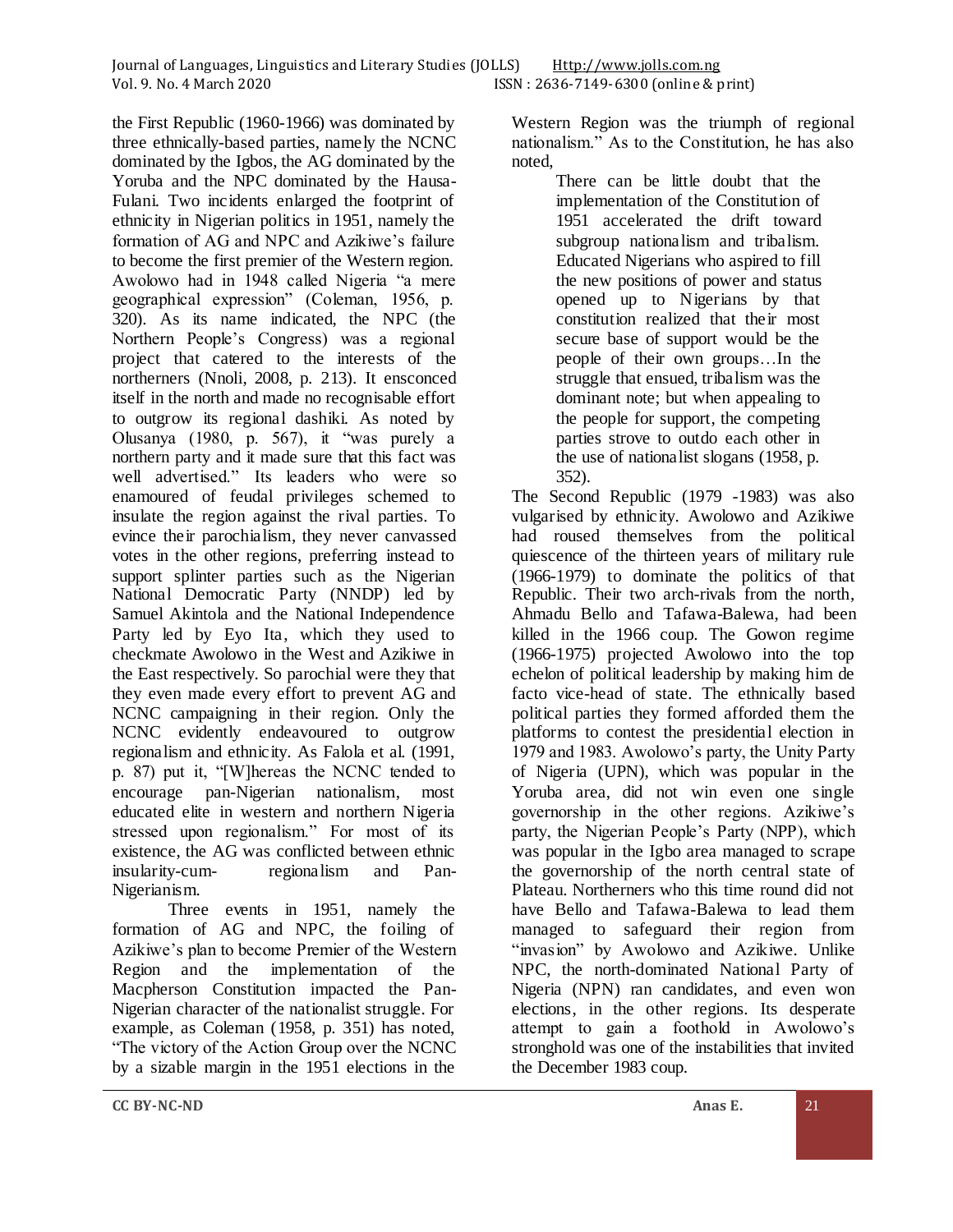the First Republic (1960-1966) was dominated by three ethnically-based parties, namely the NCNC dominated by the Igbos, the AG dominated by the Yoruba and the NPC dominated by the Hausa-Fulani. Two incidents enlarged the footprint of ethnicity in Nigerian politics in 1951, namely the formation of AG and NPC and Azikiwe's failure to become the first premier of the Western region. Awolowo had in 1948 called Nigeria "a mere geographical expression" (Coleman, 1956, p. 320). As its name indicated, the NPC (the Northern People's Congress) was a regional project that catered to the interests of the northerners (Nnoli, 2008, p. 213). It ensconced itself in the north and made no recognisable effort to outgrow its regional dashiki. As noted by Olusanya (1980, p. 567), it "was purely a northern party and it made sure that this fact was well advertised." Its leaders who were so enamoured of feudal privileges schemed to insulate the region against the rival parties. To evince their parochialism, they never canvassed votes in the other regions, preferring instead to support splinter parties such as the Nigerian National Democratic Party (NNDP) led by Samuel Akintola and the National Independence Party led by Eyo Ita, which they used to checkmate Awolowo in the West and Azikiwe in the East respectively. So parochial were they that they even made every effort to prevent AG and NCNC campaigning in their region. Only the NCNC evidently endeavoured to outgrow regionalism and ethnicity. As Falola et al. (1991, p. 87) put it, "[W]hereas the NCNC tended to encourage pan-Nigerian nationalism, most educated elite in western and northern Nigeria stressed upon regionalism." For most of its existence, the AG was conflicted between ethnic insularity-cum- regionalism and Pan-Nigerianism.

Three events in 1951, namely the formation of AG and NPC, the foiling of Azikiwe's plan to become Premier of the Western Region and the implementation of the Macpherson Constitution impacted the Pan-Nigerian character of the nationalist struggle. For example, as Coleman (1958, p. 351) has noted, "The victory of the Action Group over the NCNC by a sizable margin in the 1951 elections in the Western Region was the triumph of regional nationalism." As to the Constitution, he has also noted,

> There can be little doubt that the implementation of the Constitution of 1951 accelerated the drift toward subgroup nationalism and tribalism. Educated Nigerians who aspired to fill the new positions of power and status opened up to Nigerians by that constitution realized that their most secure base of support would be the people of their own groups…In the struggle that ensued, tribalism was the dominant note; but when appealing to the people for support, the competing parties strove to outdo each other in the use of nationalist slogans (1958, p. 352).

The Second Republic (1979 -1983) was also vulgarised by ethnicity. Awolowo and Azikiwe had roused themselves from the political quiescence of the thirteen years of military rule (1966-1979) to dominate the politics of that Republic. Their two arch-rivals from the north, Ahmadu Bello and Tafawa-Balewa, had been killed in the 1966 coup. The Gowon regime (1966-1975) projected Awolowo into the top echelon of political leadership by making him de facto vice-head of state. The ethnically based political parties they formed afforded them the platforms to contest the presidential election in 1979 and 1983. Awolowo's party, the Unity Party of Nigeria (UPN), which was popular in the Yoruba area, did not win even one single governorship in the other regions. Azikiwe's party, the Nigerian People's Party (NPP), which was popular in the Igbo area managed to scrape the governorship of the north central state of Plateau. Northerners who this time round did not have Bello and Tafawa-Balewa to lead them managed to safeguard their region from "invasion" by Awolowo and Azikiwe. Unlike NPC, the north-dominated National Party of Nigeria (NPN) ran candidates, and even won elections, in the other regions. Its desperate attempt to gain a foothold in Awolowo's stronghold was one of the instabilities that invited the December 1983 coup.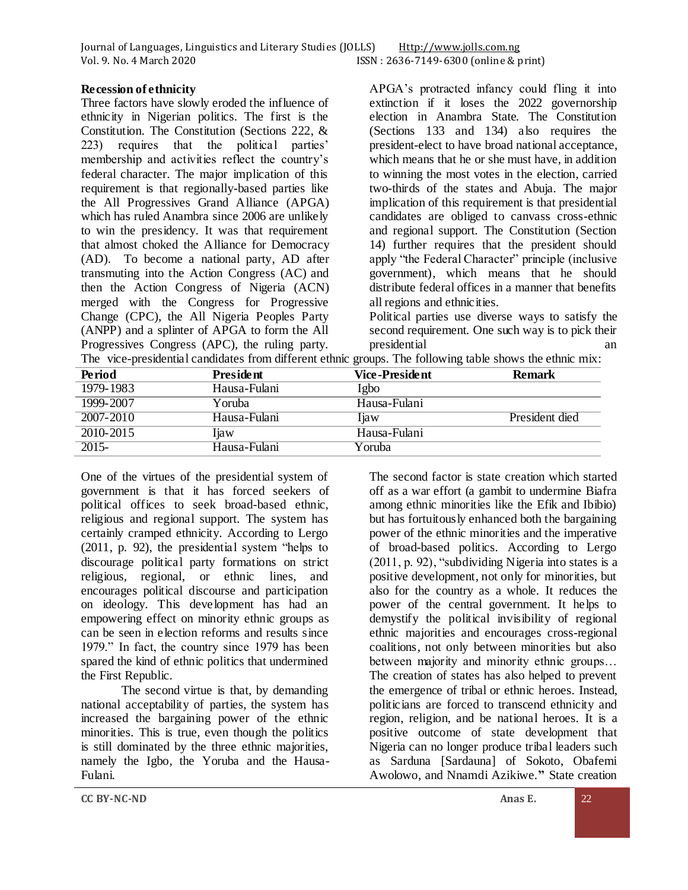**Recession of ethnicity**

Three factors have slowly eroded the influence of ethnicity in Nigerian politics. The first is the Constitution. The Constitution (Sections 222, & 223) requires that the political parties' membership and activities reflect the country's federal character. The major implication of this requirement is that regionally-based parties like the All Progressives Grand Alliance (APGA) which has ruled Anambra since 2006 are unlikely to win the presidency. It was that requirement that almost choked the Alliance for Democracy (AD). To become a national party, AD after transmuting into the Action Congress (AC) and then the Action Congress of Nigeria (ACN) merged with the Congress for Progressive Change (CPC), the All Nigeria Peoples Party (ANPP) and a splinter of APGA to form the All Progressives Congress (APC), the ruling party. APGA's protracted infancy could fling it into extinction if it loses the 2022 governorship election in Anambra State. The Constitution (Sections 133 and 134) also requires the president-elect to have broad national acceptance, which means that he or she must have, in addition to winning the most votes in the election, carried two-thirds of the states and Abuja. The major implication of this requirement is that presidential candidates are obliged to canvass cross-ethnic and regional support. The Constitution (Section 14) further requires that the president should apply "the Federal Character" principle (inclusive government), which means that he should distribute federal offices in a manner that benefits all regions and ethnicities.

Political parties use diverse ways to satisfy the second requirement. One such way is to pick their presidential an The vice-presidential candidates from different ethnic groups. The following table shows the ethnic mix:

| Period | President | Vice-President | Remark |
|---|---|---|---|
| 1979-1983 | Hausa-Fulani | Igbo | |
| 1999-2007 | Yoruba | Hausa-Fulani | |
| 2007-2010 | Hausa-Fulani | Ijaw | President died |
| 2010-2015 | Ijaw | Hausa-Fulani | |
| 2015- | Hausa-Fulani | Yoruba | |

One of the virtues of the presidential system of government is that it has forced seekers of political offices to seek broad-based ethnic, religious and regional support. The system has certainly cramped ethnicity. According to Lergo (2011, p. 92), the presidential system "helps to discourage political party formations on strict religious, regional, or ethnic lines, and encourages political discourse and participation on ideology. This development has had an empowering effect on minority ethnic groups as can be seen in election reforms and results since 1979." In fact, the country since 1979 has been spared the kind of ethnic politics that undermined the First Republic.

The second virtue is that, by demanding national acceptability of parties, the system has increased the bargaining power of the ethnic minorities. This is true, even though the politics is still dominated by the three ethnic majorities, namely the Igbo, the Yoruba and the Hausa-Fulani.

The second factor is state creation which started off as a war effort (a gambit to undermine Biafra among ethnic minorities like the Efik and Ibibio) but has fortuitously enhanced both the bargaining power of the ethnic minorities and the imperative of broad-based politics. According to Lergo (2011, p. 92), "subdividing Nigeria into states is a positive development, not only for minorities, but also for the country as a whole. It reduces the power of the central government. It helps to demystify the political invisibility of regional ethnic majorities and encourages cross-regional coalitions, not only between minorities but also between majority and minority ethnic groups… The creation of states has also helped to prevent the emergence of tribal or ethnic heroes. Instead, politicians are forced to transcend ethnicity and region, religion, and be national heroes. It is a positive outcome of state development that Nigeria can no longer produce tribal leaders such as Sarduna [Sardauna] of Sokoto, Obafemi Awolowo, and Nnamdi Azikiwe." State creation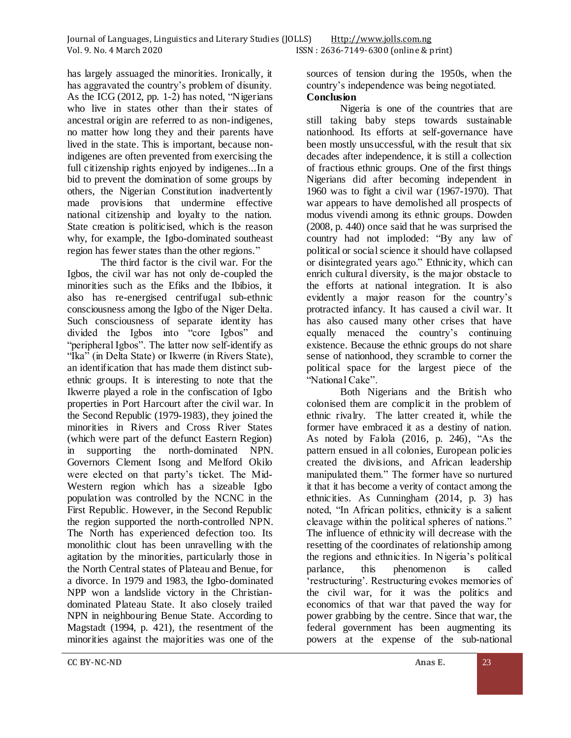has largely assuaged the minorities. Ironically, it has aggravated the country's problem of disunity. As the ICG (2012, pp. 1-2) has noted, "Nigerians who live in states other than their states of ancestral origin are referred to as non-indigenes, no matter how long they and their parents have lived in the state. This is important, because non-indigenes are often prevented from exercising the full citizenship rights enjoyed by indigenes...In a bid to prevent the domination of some groups by others, the Nigerian Constitution inadvertently made provisions that undermine effective national citizenship and loyalty to the nation. State creation is politicised, which is the reason why, for example, the Igbo-dominated southeast region has fewer states than the other regions."

The third factor is the civil war. For the Igbos, the civil war has not only de-coupled the minorities such as the Efiks and the Ibibios, it also has re-energised centrifugal sub-ethnic consciousness among the Igbo of the Niger Delta. Such consciousness of separate identity has divided the Igbos into "core Igbos" and "peripheral Igbos". The latter now self-identify as "Ika" (in Delta State) or Ikwerre (in Rivers State), an identification that has made them distinct sub-ethnic groups. It is interesting to note that the Ikwerre played a role in the confiscation of Igbo properties in Port Harcourt after the civil war. In the Second Republic (1979-1983), they joined the minorities in Rivers and Cross River States (which were part of the defunct Eastern Region) in supporting the north-dominated NPN. Governors Clement Isong and Melford Okilo were elected on that party's ticket. The Mid-Western region which has a sizeable Igbo population was controlled by the NCNC in the First Republic. However, in the Second Republic the region supported the north-controlled NPN. The North has experienced defection too. Its monolithic clout has been unravelling with the agitation by the minorities, particularly those in the North Central states of Plateau and Benue, for a divorce. In 1979 and 1983, the Igbo-dominated NPP won a landslide victory in the Christian-dominated Plateau State. It also closely trailed NPN in neighbouring Benue State. According to Magstadt (1994, p. 421), the resentment of the minorities against the majorities was one of the sources of tension during the 1950s, when the country's independence was being negotiated.

## Conclusion

Nigeria is one of the countries that are still taking baby steps towards sustainable nationhood. Its efforts at self-governance have been mostly unsuccessful, with the result that six decades after independence, it is still a collection of fractious ethnic groups. One of the first things Nigerians did after becoming independent in 1960 was to fight a civil war (1967-1970). That war appears to have demolished all prospects of modus vivendi among its ethnic groups. Dowden (2008, p. 440) once said that he was surprised the country had not imploded: "By any law of political or social science it should have collapsed or disintegrated years ago." Ethnicity, which can enrich cultural diversity, is the major obstacle to the efforts at national integration. It is also evidently a major reason for the country's protracted infancy. It has caused a civil war. It has also caused many other crises that have equally menaced the country's continuing existence. Because the ethnic groups do not share sense of nationhood, they scramble to corner the political space for the largest piece of the "National Cake".

Both Nigerians and the British who colonised them are complicit in the problem of ethnic rivalry. The latter created it, while the former have embraced it as a destiny of nation. As noted by Falola (2016, p. 246), "As the pattern ensued in all colonies, European policies created the divisions, and African leadership manipulated them." The former have so nurtured it that it has become a verity of contact among the ethnicities. As Cunningham (2014, p. 3) has noted, "In African politics, ethnicity is a salient cleavage within the political spheres of nations." The influence of ethnicity will decrease with the resetting of the coordinates of relationship among the regions and ethnicities. In Nigeria's political parlance, this phenomenon is called 'restructuring'. Restructuring evokes memories of the civil war, for it was the politics and economics of that war that paved the way for power grabbing by the centre. Since that war, the federal government has been augmenting its powers at the expense of the sub-national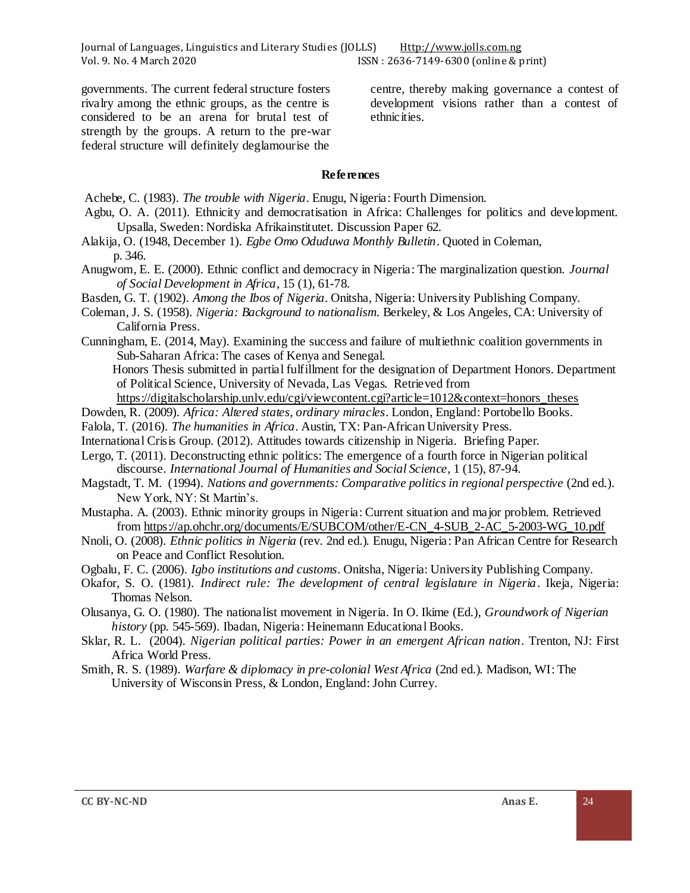governments. The current federal structure fosters rivalry among the ethnic groups, as the centre is considered to be an arena for brutal test of strength by the groups. A return to the pre-war federal structure will definitely deglamourise the centre, thereby making governance a contest of development visions rather than a contest of ethnicities.

## References

Achebe, C. (1983). *The trouble with Nigeria*. Enugu, Nigeria: Fourth Dimension.

Agbu, O. A. (2011). Ethnicity and democratisation in Africa: Challenges for politics and development. Upsalla, Sweden: Nordiska Afrikainstitutet. Discussion Paper 62.

Alakija, O. (1948, December 1). *Egbe Omo Oduduwa Monthly Bulletin*. Quoted in Coleman, p. 346.

Anugwom, E. E. (2000). Ethnic conflict and democracy in Nigeria: The marginalization question. *Journal of Social Development in Africa*, 15 (1), 61-78.

Basden, G. T. (1902). *Among the Ibos of Nigeria*. Onitsha, Nigeria: University Publishing Company.

Coleman, J. S. (1958). *Nigeria: Background to nationalism*. Berkeley, & Los Angeles, CA: University of California Press.

Cunningham, E. (2014, May). Examining the success and failure of multiethnic coalition governments in Sub-Saharan Africa: The cases of Kenya and Senegal.
Honors Thesis submitted in partial fulfillment for the designation of Department Honors. Department of Political Science, University of Nevada, Las Vegas. Retrieved from https://digitalscholarship.unlv.edu/cgi/viewcontent.cgi?article=1012&context=honors_theses

Dowden, R. (2009). *Africa: Altered states, ordinary miracles*. London, England: Portobello Books.

Falola, T. (2016). *The humanities in Africa*. Austin, TX: Pan-African University Press.

International Crisis Group. (2012). Attitudes towards citizenship in Nigeria. Briefing Paper.

Lergo, T. (2011). Deconstructing ethnic politics: The emergence of a fourth force in Nigerian political discourse. *International Journal of Humanities and Social Science*, 1 (15), 87-94.

Magstadt, T. M. (1994). *Nations and governments: Comparative politics in regional perspective* (2nd ed.). New York, NY: St Martin's.

Mustapha. A. (2003). Ethnic minority groups in Nigeria: Current situation and major problem. Retrieved from https://ap.ohchr.org/documents/E/SUBCOM/other/E-CN_4-SUB_2-AC_5-2003-WG_10.pdf

Nnoli, O. (2008). *Ethnic politics in Nigeria* (rev. 2nd ed.). Enugu, Nigeria: Pan African Centre for Research on Peace and Conflict Resolution.

Ogbalu, F. C. (2006). *Igbo institutions and customs*. Onitsha, Nigeria: University Publishing Company.

Okafor, S. O. (1981). *Indirect rule: The development of central legislature in Nigeria*. Ikeja, Nigeria: Thomas Nelson.

Olusanya, G. O. (1980). The nationalist movement in Nigeria. In O. Ikime (Ed.), *Groundwork of Nigerian history* (pp. 545-569). Ibadan, Nigeria: Heinemann Educational Books.

Sklar, R. L. (2004). *Nigerian political parties: Power in an emergent African nation*. Trenton, NJ: First Africa World Press.

Smith, R. S. (1989). *Warfare & diplomacy in pre-colonial West Africa* (2nd ed.). Madison, WI: The University of Wisconsin Press, & London, England: John Currey.